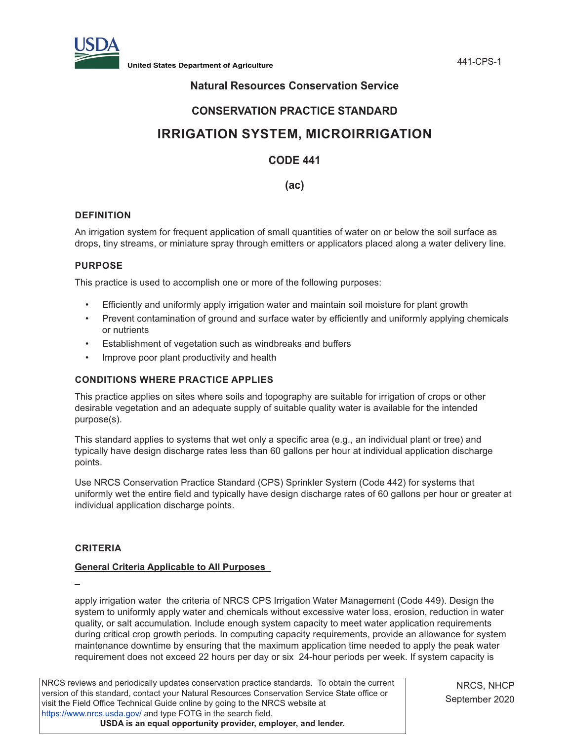United States Department of Agriculture

## Natural Resources Conservation Service

## CONSERVATION PRACTICE STANDARD

# IRRIGATION SYSTEM, MICROIRRIGATION

## CODE 441

## (ac)

### DEFINITION

An irrigation system for frequent application of small quantities of water on or below the soil surface as drops, tiny streams, or miniature spray through emitters or applicators placed along a water delivery line.

### PURPOSE

This practice is used to accomplish one or more of the following purposes:

- Efficiently and uniformly apply irrigation water and maintain soil moisture for plant growth
- Prevent contamination of ground and surface water by efficiently and uniformly applying chemicals or nutrients
- Establishment of vegetation such as windbreaks and buffers
- Improve poor plant productivity and health

### CONDITIONS WHERE PRACTICE APPLIES

This practice applies on sites where soils and topography are suitable for irrigation of crops or other desirable vegetation and an adequate supply of suitable quality water is available for the intended purpose(s).

This standard applies to systems that wet only a specific area (e.g., an individual plant or tree) and typically have design discharge rates less than 60 gallons per hour at individual application discharge points.

Use NRCS Conservation Practice Standard (CPS) Sprinkler System (Code 442) for systems that uniformly wet the entire field and typically have design discharge rates of 60 gallons per hour or greater at individual application discharge points.

### CRITERIA

**General Criteria Applicable to All Purposes**

apply irrigation water the criteria of NRCS CPS Irrigation Water Management (Code 449). Design the system to uniformly apply water and chemicals without excessive water loss, erosion, reduction in water quality, or salt accumulation. Include enough system capacity to meet water application requirements during critical crop growth periods. In computing capacity requirements, provide an allowance for system maintenance downtime by ensuring that the maximum application time needed to apply the peak water requirement does not exceed 22 hours per day or six 24-hour periods per week. If system capacity is

NRCS reviews and periodically updates conservation practice standards. To obtain the current version of this standard, contact your Natural Resources Conservation Service State office or visit the Field Office Technical Guide online by going to the NRCS website at https://www.nrcs.usda.gov/ and type FOTG in the search field.
**USDA is an equal opportunity provider, employer, and lender.**

NRCS, NHCP
September 2020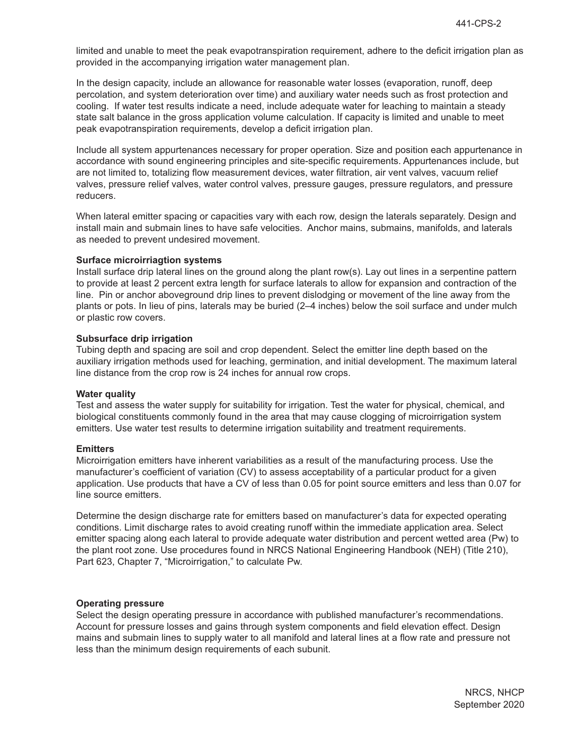limited and unable to meet the peak evapotranspiration requirement, adhere to the deficit irrigation plan as provided in the accompanying irrigation water management plan.

In the design capacity, include an allowance for reasonable water losses (evaporation, runoff, deep percolation, and system deterioration over time) and auxiliary water needs such as frost protection and cooling. If water test results indicate a need, include adequate water for leaching to maintain a steady state salt balance in the gross application volume calculation. If capacity is limited and unable to meet peak evapotranspiration requirements, develop a deficit irrigation plan.

Include all system appurtenances necessary for proper operation. Size and position each appurtenance in accordance with sound engineering principles and site-specific requirements. Appurtenances include, but are not limited to, totalizing flow measurement devices, water filtration, air vent valves, vacuum relief valves, pressure relief valves, water control valves, pressure gauges, pressure regulators, and pressure reducers.

When lateral emitter spacing or capacities vary with each row, design the laterals separately. Design and install main and submain lines to have safe velocities. Anchor mains, submains, manifolds, and laterals as needed to prevent undesired movement.

**Surface microirriagtion systems**

Install surface drip lateral lines on the ground along the plant row(s). Lay out lines in a serpentine pattern to provide at least 2 percent extra length for surface laterals to allow for expansion and contraction of the line. Pin or anchor aboveground drip lines to prevent dislodging or movement of the line away from the plants or pots. In lieu of pins, laterals may be buried (2–4 inches) below the soil surface and under mulch or plastic row covers.

**Subsurface drip irrigation**

Tubing depth and spacing are soil and crop dependent. Select the emitter line depth based on the auxiliary irrigation methods used for leaching, germination, and initial development. The maximum lateral line distance from the crop row is 24 inches for annual row crops.

**Water quality**

Test and assess the water supply for suitability for irrigation. Test the water for physical, chemical, and biological constituents commonly found in the area that may cause clogging of microirrigation system emitters. Use water test results to determine irrigation suitability and treatment requirements.

**Emitters**

Microirrigation emitters have inherent variabilities as a result of the manufacturing process. Use the manufacturer's coefficient of variation (CV) to assess acceptability of a particular product for a given application. Use products that have a CV of less than 0.05 for point source emitters and less than 0.07 for line source emitters.

Determine the design discharge rate for emitters based on manufacturer's data for expected operating conditions. Limit discharge rates to avoid creating runoff within the immediate application area. Select emitter spacing along each lateral to provide adequate water distribution and percent wetted area (Pw) to the plant root zone. Use procedures found in NRCS National Engineering Handbook (NEH) (Title 210), Part 623, Chapter 7, "Microirrigation," to calculate Pw.

**Operating pressure**

Select the design operating pressure in accordance with published manufacturer's recommendations. Account for pressure losses and gains through system components and field elevation effect. Design mains and submain lines to supply water to all manifold and lateral lines at a flow rate and pressure not less than the minimum design requirements of each subunit.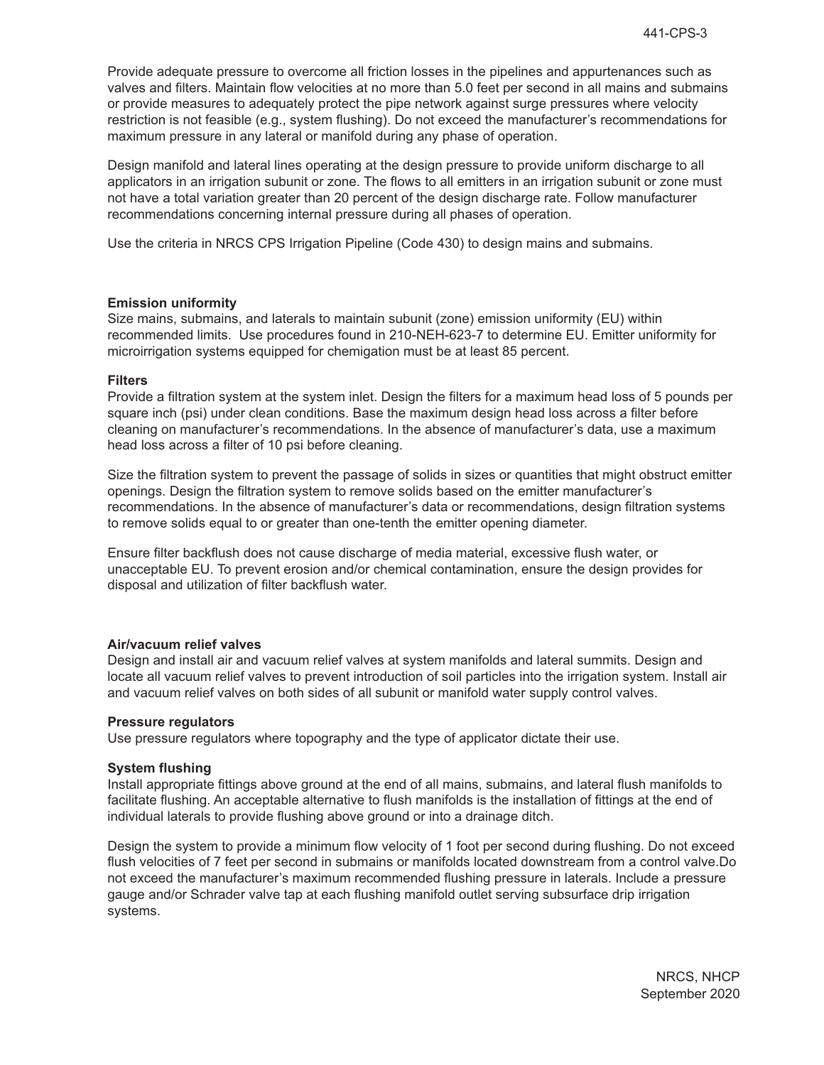Provide adequate pressure to overcome all friction losses in the pipelines and appurtenances such as valves and filters. Maintain flow velocities at no more than 5.0 feet per second in all mains and submains or provide measures to adequately protect the pipe network against surge pressures where velocity restriction is not feasible (e.g., system flushing). Do not exceed the manufacturer's recommendations for maximum pressure in any lateral or manifold during any phase of operation.

Design manifold and lateral lines operating at the design pressure to provide uniform discharge to all applicators in an irrigation subunit or zone. The flows to all emitters in an irrigation subunit or zone must not have a total variation greater than 20 percent of the design discharge rate. Follow manufacturer recommendations concerning internal pressure during all phases of operation.

Use the criteria in NRCS CPS Irrigation Pipeline (Code 430) to design mains and submains.

**Emission uniformity**

Size mains, submains, and laterals to maintain subunit (zone) emission uniformity (EU) within recommended limits. Use procedures found in 210-NEH-623-7 to determine EU. Emitter uniformity for microirrigation systems equipped for chemigation must be at least 85 percent.

**Filters**

Provide a filtration system at the system inlet. Design the filters for a maximum head loss of 5 pounds per square inch (psi) under clean conditions. Base the maximum design head loss across a filter before cleaning on manufacturer's recommendations. In the absence of manufacturer's data, use a maximum head loss across a filter of 10 psi before cleaning.

Size the filtration system to prevent the passage of solids in sizes or quantities that might obstruct emitter openings. Design the filtration system to remove solids based on the emitter manufacturer's recommendations. In the absence of manufacturer's data or recommendations, design filtration systems to remove solids equal to or greater than one-tenth the emitter opening diameter.

Ensure filter backflush does not cause discharge of media material, excessive flush water, or unacceptable EU. To prevent erosion and/or chemical contamination, ensure the design provides for disposal and utilization of filter backflush water.

**Air/vacuum relief valves**

Design and install air and vacuum relief valves at system manifolds and lateral summits. Design and locate all vacuum relief valves to prevent introduction of soil particles into the irrigation system. Install air and vacuum relief valves on both sides of all subunit or manifold water supply control valves.

**Pressure regulators**

Use pressure regulators where topography and the type of applicator dictate their use.

**System flushing**

Install appropriate fittings above ground at the end of all mains, submains, and lateral flush manifolds to facilitate flushing. An acceptable alternative to flush manifolds is the installation of fittings at the end of individual laterals to provide flushing above ground or into a drainage ditch.

Design the system to provide a minimum flow velocity of 1 foot per second during flushing. Do not exceed flush velocities of 7 feet per second in submains or manifolds located downstream from a control valve.Do not exceed the manufacturer's maximum recommended flushing pressure in laterals. Include a pressure gauge and/or Schrader valve tap at each flushing manifold outlet serving subsurface drip irrigation systems.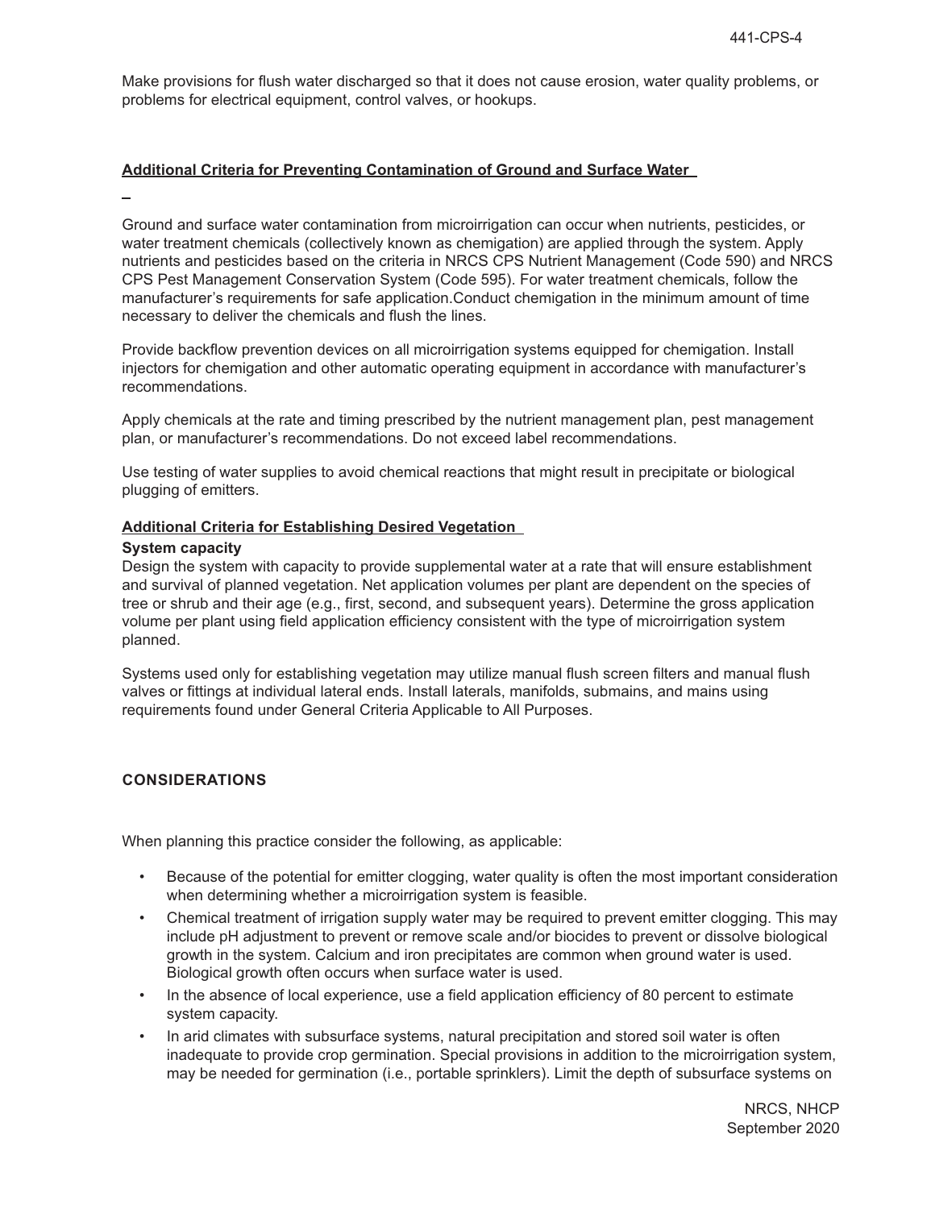Make provisions for flush water discharged so that it does not cause erosion, water quality problems, or problems for electrical equipment, control valves, or hookups.

### Additional Criteria for Preventing Contamination of Ground and Surface Water

Ground and surface water contamination from microirrigation can occur when nutrients, pesticides, or water treatment chemicals (collectively known as chemigation) are applied through the system. Apply nutrients and pesticides based on the criteria in NRCS CPS Nutrient Management (Code 590) and NRCS CPS Pest Management Conservation System (Code 595). For water treatment chemicals, follow the manufacturer's requirements for safe application.Conduct chemigation in the minimum amount of time necessary to deliver the chemicals and flush the lines.

Provide backflow prevention devices on all microirrigation systems equipped for chemigation. Install injectors for chemigation and other automatic operating equipment in accordance with manufacturer's recommendations.

Apply chemicals at the rate and timing prescribed by the nutrient management plan, pest management plan, or manufacturer's recommendations. Do not exceed label recommendations.

Use testing of water supplies to avoid chemical reactions that might result in precipitate or biological plugging of emitters.

### Additional Criteria for Establishing Desired Vegetation

**System capacity**

Design the system with capacity to provide supplemental water at a rate that will ensure establishment and survival of planned vegetation. Net application volumes per plant are dependent on the species of tree or shrub and their age (e.g., first, second, and subsequent years). Determine the gross application volume per plant using field application efficiency consistent with the type of microirrigation system planned.

Systems used only for establishing vegetation may utilize manual flush screen filters and manual flush valves or fittings at individual lateral ends. Install laterals, manifolds, submains, and mains using requirements found under General Criteria Applicable to All Purposes.

## CONSIDERATIONS

When planning this practice consider the following, as applicable:

- Because of the potential for emitter clogging, water quality is often the most important consideration when determining whether a microirrigation system is feasible.
- Chemical treatment of irrigation supply water may be required to prevent emitter clogging. This may include pH adjustment to prevent or remove scale and/or biocides to prevent or dissolve biological growth in the system. Calcium and iron precipitates are common when ground water is used. Biological growth often occurs when surface water is used.
- In the absence of local experience, use a field application efficiency of 80 percent to estimate system capacity.
- In arid climates with subsurface systems, natural precipitation and stored soil water is often inadequate to provide crop germination. Special provisions in addition to the microirrigation system, may be needed for germination (i.e., portable sprinklers). Limit the depth of subsurface systems on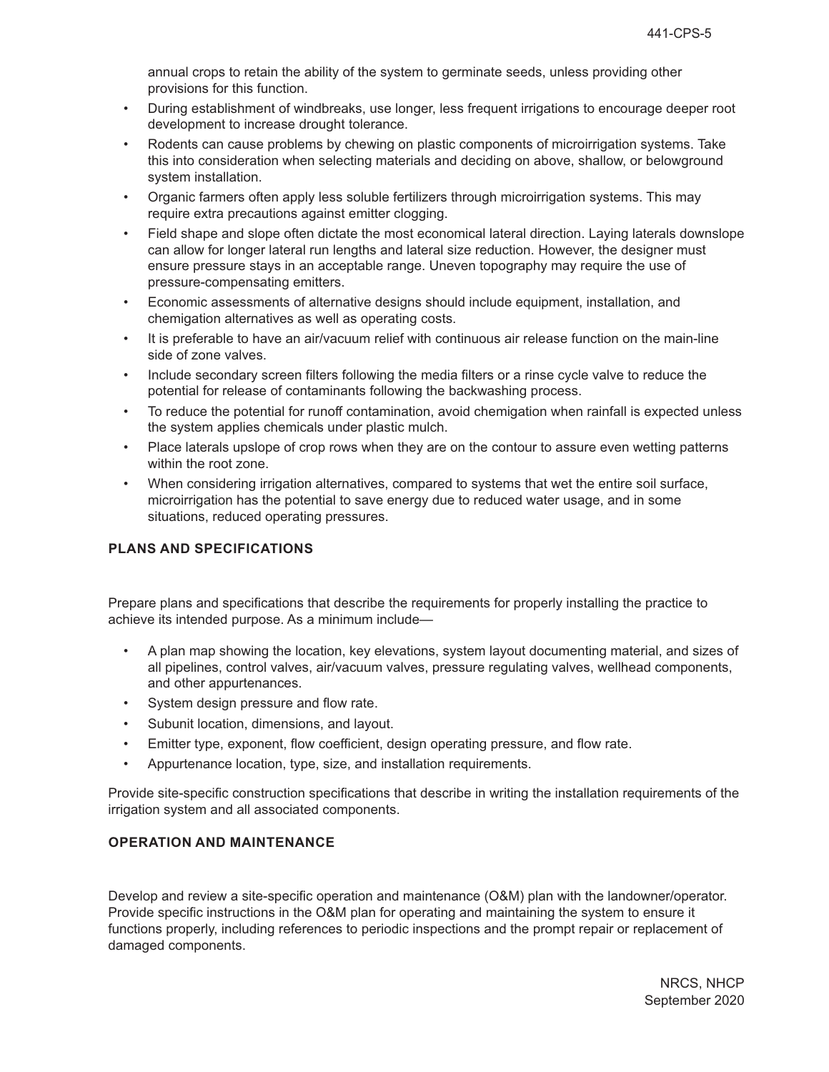annual crops to retain the ability of the system to germinate seeds, unless providing other provisions for this function.

- During establishment of windbreaks, use longer, less frequent irrigations to encourage deeper root development to increase drought tolerance.
- Rodents can cause problems by chewing on plastic components of microirrigation systems. Take this into consideration when selecting materials and deciding on above, shallow, or belowground system installation.
- Organic farmers often apply less soluble fertilizers through microirrigation systems. This may require extra precautions against emitter clogging.
- Field shape and slope often dictate the most economical lateral direction. Laying laterals downslope can allow for longer lateral run lengths and lateral size reduction. However, the designer must ensure pressure stays in an acceptable range. Uneven topography may require the use of pressure-compensating emitters.
- Economic assessments of alternative designs should include equipment, installation, and chemigation alternatives as well as operating costs.
- It is preferable to have an air/vacuum relief with continuous air release function on the main-line side of zone valves.
- Include secondary screen filters following the media filters or a rinse cycle valve to reduce the potential for release of contaminants following the backwashing process.
- To reduce the potential for runoff contamination, avoid chemigation when rainfall is expected unless the system applies chemicals under plastic mulch.
- Place laterals upslope of crop rows when they are on the contour to assure even wetting patterns within the root zone.
- When considering irrigation alternatives, compared to systems that wet the entire soil surface, microirrigation has the potential to save energy due to reduced water usage, and in some situations, reduced operating pressures.

## PLANS AND SPECIFICATIONS

Prepare plans and specifications that describe the requirements for properly installing the practice to achieve its intended purpose. As a minimum include—

- A plan map showing the location, key elevations, system layout documenting material, and sizes of all pipelines, control valves, air/vacuum valves, pressure regulating valves, wellhead components, and other appurtenances.
- System design pressure and flow rate.
- Subunit location, dimensions, and layout.
- Emitter type, exponent, flow coefficient, design operating pressure, and flow rate.
- Appurtenance location, type, size, and installation requirements.

Provide site-specific construction specifications that describe in writing the installation requirements of the irrigation system and all associated components.

## OPERATION AND MAINTENANCE

Develop and review a site-specific operation and maintenance (O&M) plan with the landowner/operator. Provide specific instructions in the O&M plan for operating and maintaining the system to ensure it functions properly, including references to periodic inspections and the prompt repair or replacement of damaged components.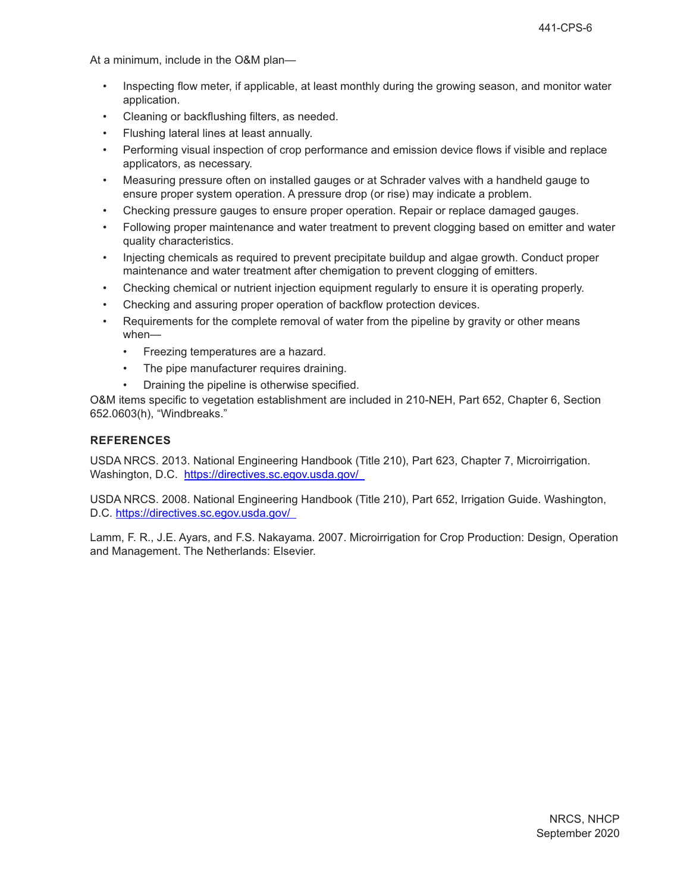At a minimum, include in the O&M plan—

- Inspecting flow meter, if applicable, at least monthly during the growing season, and monitor water application.
- Cleaning or backflushing filters, as needed.
- Flushing lateral lines at least annually.
- Performing visual inspection of crop performance and emission device flows if visible and replace applicators, as necessary.
- Measuring pressure often on installed gauges or at Schrader valves with a handheld gauge to ensure proper system operation. A pressure drop (or rise) may indicate a problem.
- Checking pressure gauges to ensure proper operation. Repair or replace damaged gauges.
- Following proper maintenance and water treatment to prevent clogging based on emitter and water quality characteristics.
- Injecting chemicals as required to prevent precipitate buildup and algae growth. Conduct proper maintenance and water treatment after chemigation to prevent clogging of emitters.
- Checking chemical or nutrient injection equipment regularly to ensure it is operating properly.
- Checking and assuring proper operation of backflow protection devices.
- Requirements for the complete removal of water from the pipeline by gravity or other means when—
  - Freezing temperatures are a hazard.
  - The pipe manufacturer requires draining.
  - Draining the pipeline is otherwise specified.

O&M items specific to vegetation establishment are included in 210-NEH, Part 652, Chapter 6, Section 652.0603(h), "Windbreaks."

## REFERENCES

USDA NRCS. 2013. National Engineering Handbook (Title 210), Part 623, Chapter 7, Microirrigation. Washington, D.C. https://directives.sc.egov.usda.gov/

USDA NRCS. 2008. National Engineering Handbook (Title 210), Part 652, Irrigation Guide. Washington, D.C. https://directives.sc.egov.usda.gov/

Lamm, F. R., J.E. Ayars, and F.S. Nakayama. 2007. Microirrigation for Crop Production: Design, Operation and Management. The Netherlands: Elsevier.